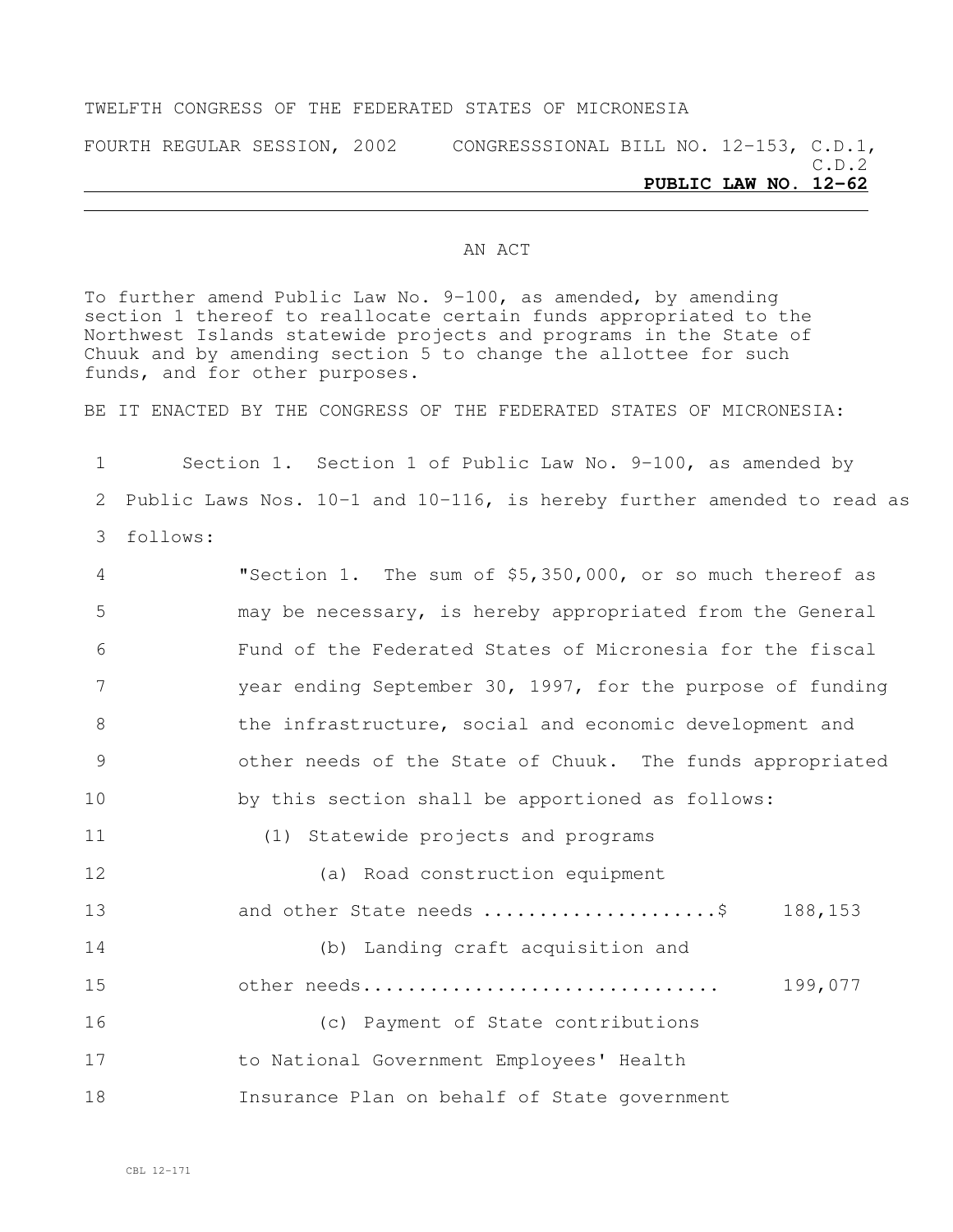TWELFTH CONGRESS OF THE FEDERATED STATES OF MICRONESIA

FOURTH REGULAR SESSION, 2002 CONGRESSSIONAL BILL NO. 12-153, C.D.1, C.D.2

**PUBLIC LAW NO. 12-62**

AN ACT

To further amend Public Law No. 9-100, as amended, by amending section 1 thereof to reallocate certain funds appropriated to the Northwest Islands statewide projects and programs in the State of Chuuk and by amending section 5 to change the allottee for such funds, and for other purposes.

BE IT ENACTED BY THE CONGRESS OF THE FEDERATED STATES OF MICRONESIA:

1 Section 1. Section 1 of Public Law No. 9-100, as amended by
2 Public Laws Nos. 10-1 and 10-116, is hereby further amended to read as
3 follows:

4 "Section 1. The sum of $5,350,000, or so much thereof as
5 may be necessary, is hereby appropriated from the General
6 Fund of the Federated States of Micronesia for the fiscal
7 year ending September 30, 1997, for the purpose of funding
8 the infrastructure, social and economic development and
9 other needs of the State of Chuuk. The funds appropriated
10 by this section shall be apportioned as follows:

11 (1) Statewide projects and programs

12 (a) Road construction equipment
13 and other State needs .....................$ 188,153

14 (b) Landing craft acquisition and
15 other needs................................ 199,077

16 (c) Payment of State contributions
17 to National Government Employees' Health
18 Insurance Plan on behalf of State government

CBL 12-171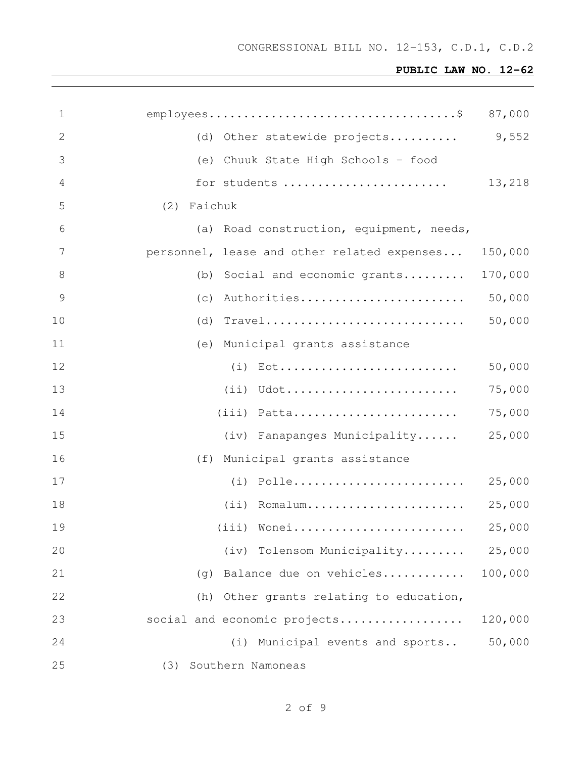employees....................................$ 87,000

(d) Other statewide projects.......... 9,552

(e) Chuuk State High Schools – food for students ........................ 13,218

(2) Faichuk

(a) Road construction, equipment, needs, personnel, lease and other related expenses... 150,000

(b) Social and economic grants......... 170,000

(c) Authorities........................ 50,000

(d) Travel............................. 50,000

(e) Municipal grants assistance

(i) Eot.......................... 50,000

(ii) Udot......................... 75,000

(iii) Patta........................ 75,000

(iv) Fanapanges Municipality...... 25,000

(f) Municipal grants assistance

(i) Polle........................ 25,000

(ii) Romalum...................... 25,000

(iii) Wonei........................ 25,000

(iv) Tolensom Municipality......... 25,000

(g) Balance due on vehicles........... 100,000

(h) Other grants relating to education, social and economic projects.................. 120,000

(i) Municipal events and sports.. 50,000

(3) Southern Namoneas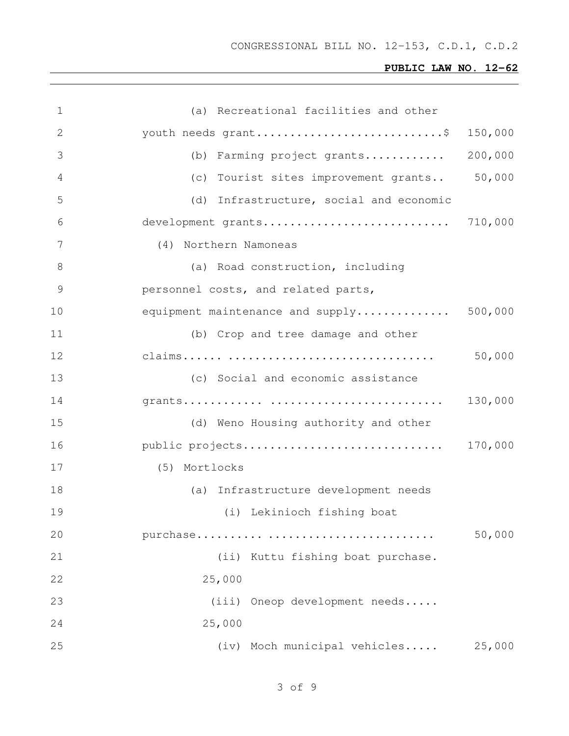(a) Recreational facilities and other youth needs grant...........................$ 150,000

(b) Farming project grants............ 200,000

(c) Tourist sites improvement grants.. 50,000

(d) Infrastructure, social and economic development grants........................... 710,000

(4) Northern Namoneas

(a) Road construction, including personnel costs, and related parts, equipment maintenance and supply.............. 500,000

(b) Crop and tree damage and other claims...... ............................... 50,000

(c) Social and economic assistance grants............ ......................... 130,000

(d) Weno Housing authority and other public projects.............................. 170,000

(5) Mortlocks

(a) Infrastructure development needs

(i) Lekinioch fishing boat purchase......... ......................... 50,000

(ii) Kuttu fishing boat purchase. 25,000

(iii) Oneop development needs..... 25,000

(iv) Moch municipal vehicles..... 25,000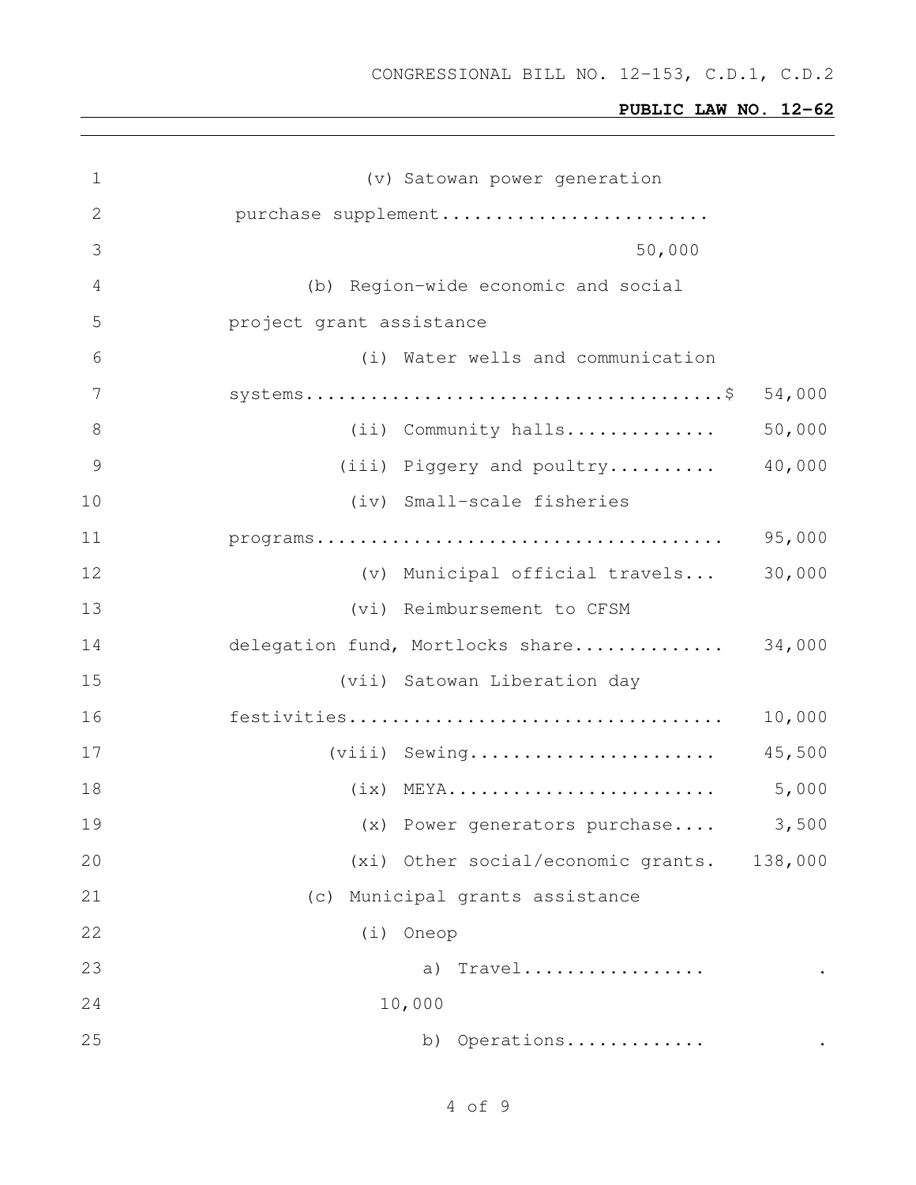(v) Satowan power generation purchase supplement........................ 50,000

(b) Region-wide economic and social project grant assistance

| | |
|---|---|
| (i) Water wells and communication systems.......................................$ | 54,000 |
| (ii) Community halls.............. | 50,000 |
| (iii) Piggery and poultry.......... | 40,000 |
| (iv) Small-scale fisheries programs...................................... | 95,000 |
| (v) Municipal official travels... | 30,000 |
| (vi) Reimbursement to CFSM delegation fund, Mortlocks share.............. | 34,000 |
| (vii) Satowan Liberation day festivities.................................. | 10,000 |
| (viii) Sewing....................... | 45,500 |
| (ix) MEYA......................... | 5,000 |
| (x) Power generators purchase.... | 3,500 |
| (xi) Other social/economic grants. | 138,000 |

(c) Municipal grants assistance

(i) Oneop

a) Travel................. . 10,000

b) Operations............. .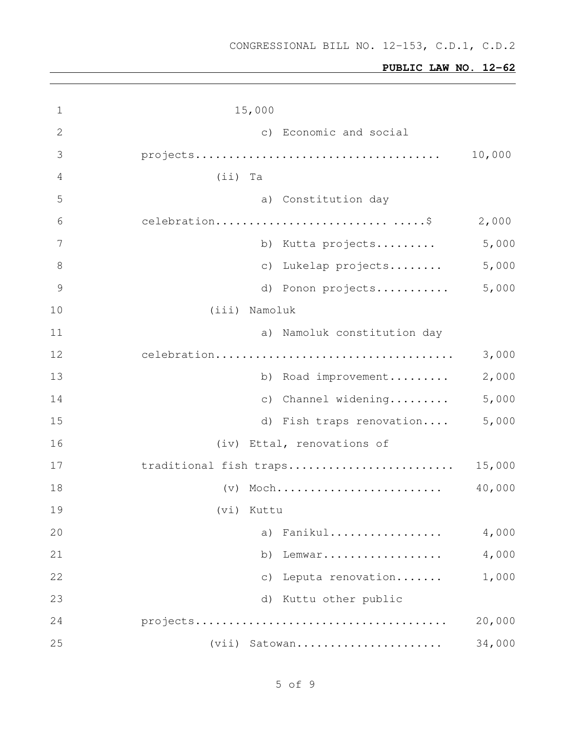15,000

c) Economic and social projects.................................... 10,000

(ii) Ta

a) Constitution day celebration........................ .....$ 2,000

b) Kutta projects......... 5,000

c) Lukelap projects........ 5,000

d) Ponon projects........... 5,000

(iii) Namoluk

a) Namoluk constitution day celebration.................................. 3,000

b) Road improvement......... 2,000

c) Channel widening......... 5,000

d) Fish traps renovation.... 5,000

(iv) Ettal, renovations of traditional fish traps........................ 15,000

(v) Moch......................... 40,000

(vi) Kuttu

a) Fanikul................. 4,000

b) Lemwar.................. 4,000

c) Leputa renovation....... 1,000

d) Kuttu other public projects..................................... 20,000

(vii) Satowan..................... 34,000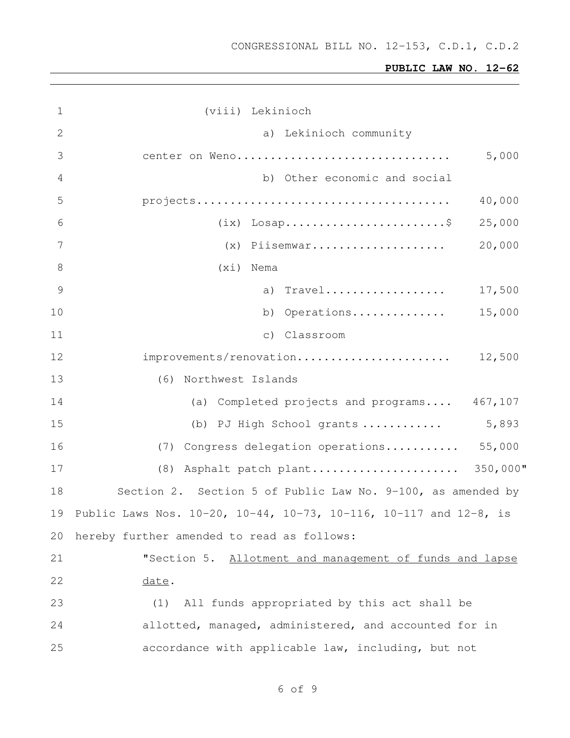(viii) Lekinioch

a) Lekinioch community center on Weno................................ 5,000

b) Other economic and social projects...................................... 40,000

(ix) Losap........................$ 25,000

(x) Piisemwar.................... 20,000

(xi) Nema

a) Travel.................. 17,500

b) Operations.............. 15,000

c) Classroom improvements/renovation....................... 12,500

(6) Northwest Islands

(a) Completed projects and programs.... 467,107

(b) PJ High School grants ............ 5,893

(7) Congress delegation operations........... 55,000

(8) Asphalt patch plant...................... 350,000"

Section 2. Section 5 of Public Law No. 9-100, as amended by Public Laws Nos. 10-20, 10-44, 10-73, 10-116, 10-117 and 12-8, is hereby further amended to read as follows:

"Section 5. Allotment and management of funds and lapse date.

(1) All funds appropriated by this act shall be allotted, managed, administered, and accounted for in accordance with applicable law, including, but not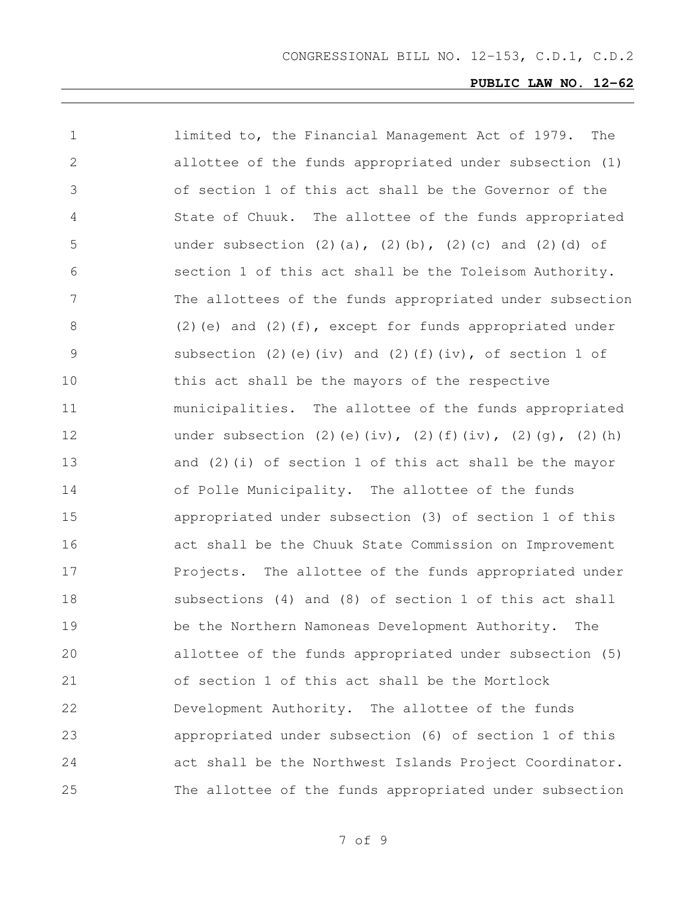limited to, the Financial Management Act of 1979. The allottee of the funds appropriated under subsection (1) of section 1 of this act shall be the Governor of the State of Chuuk. The allottee of the funds appropriated under subsection (2)(a), (2)(b), (2)(c) and (2)(d) of section 1 of this act shall be the Toleisom Authority. The allottees of the funds appropriated under subsection (2)(e) and (2)(f), except for funds appropriated under subsection (2)(e)(iv) and (2)(f)(iv), of section 1 of this act shall be the mayors of the respective municipalities. The allottee of the funds appropriated under subsection (2)(e)(iv), (2)(f)(iv), (2)(g), (2)(h) and (2)(i) of section 1 of this act shall be the mayor of Polle Municipality. The allottee of the funds appropriated under subsection (3) of section 1 of this act shall be the Chuuk State Commission on Improvement Projects. The allottee of the funds appropriated under subsections (4) and (8) of section 1 of this act shall be the Northern Namoneas Development Authority. The allottee of the funds appropriated under subsection (5) of section 1 of this act shall be the Mortlock Development Authority. The allottee of the funds appropriated under subsection (6) of section 1 of this act shall be the Northwest Islands Project Coordinator. The allottee of the funds appropriated under subsection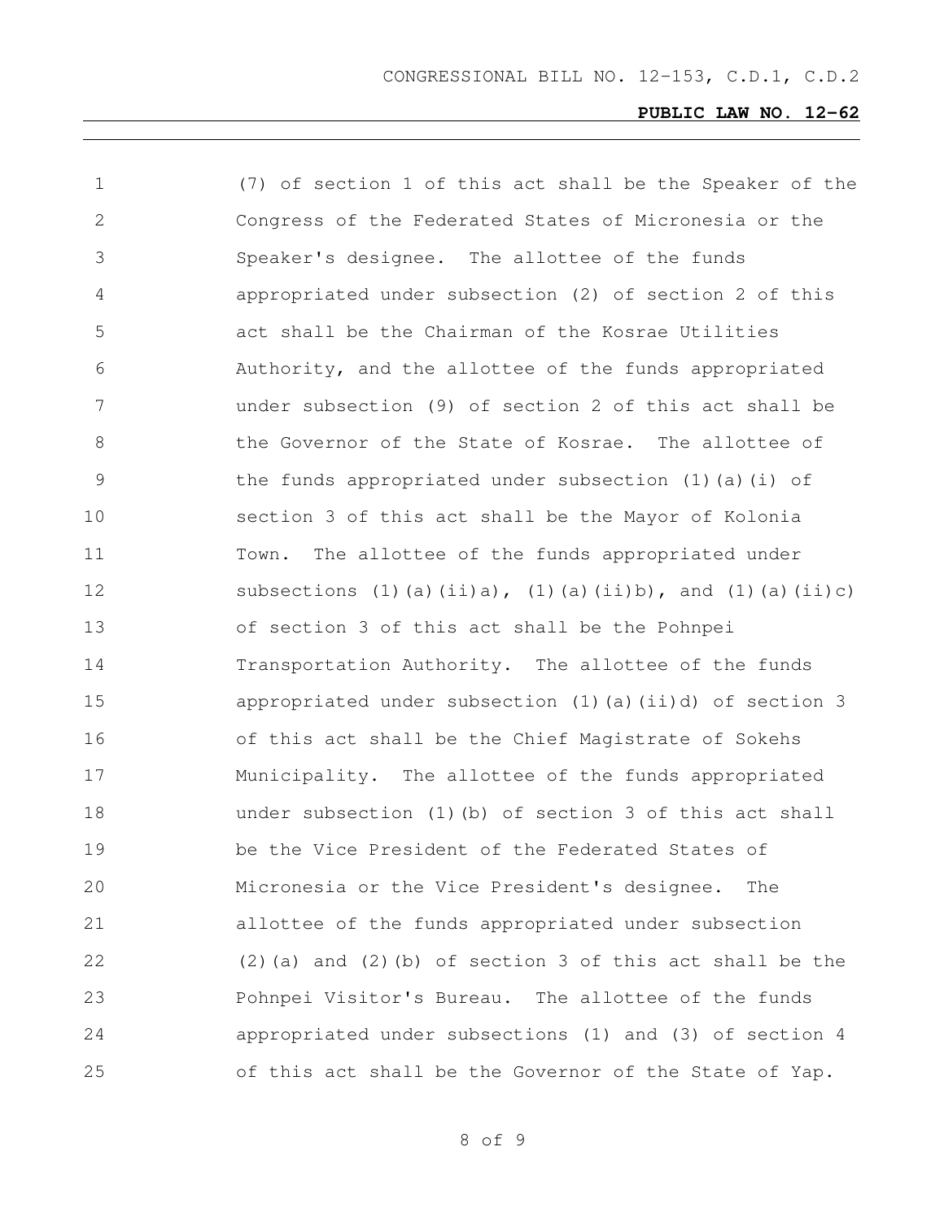(7) of section 1 of this act shall be the Speaker of the Congress of the Federated States of Micronesia or the Speaker's designee. The allottee of the funds appropriated under subsection (2) of section 2 of this act shall be the Chairman of the Kosrae Utilities Authority, and the allottee of the funds appropriated under subsection (9) of section 2 of this act shall be the Governor of the State of Kosrae. The allottee of the funds appropriated under subsection (1)(a)(i) of section 3 of this act shall be the Mayor of Kolonia Town. The allottee of the funds appropriated under subsections (1)(a)(ii)a), (1)(a)(ii)b), and (1)(a)(ii)c) of section 3 of this act shall be the Pohnpei Transportation Authority. The allottee of the funds appropriated under subsection (1)(a)(ii)d) of section 3 of this act shall be the Chief Magistrate of Sokehs Municipality. The allottee of the funds appropriated under subsection (1)(b) of section 3 of this act shall be the Vice President of the Federated States of Micronesia or the Vice President's designee. The allottee of the funds appropriated under subsection (2)(a) and (2)(b) of section 3 of this act shall be the Pohnpei Visitor's Bureau. The allottee of the funds appropriated under subsections (1) and (3) of section 4 of this act shall be the Governor of the State of Yap.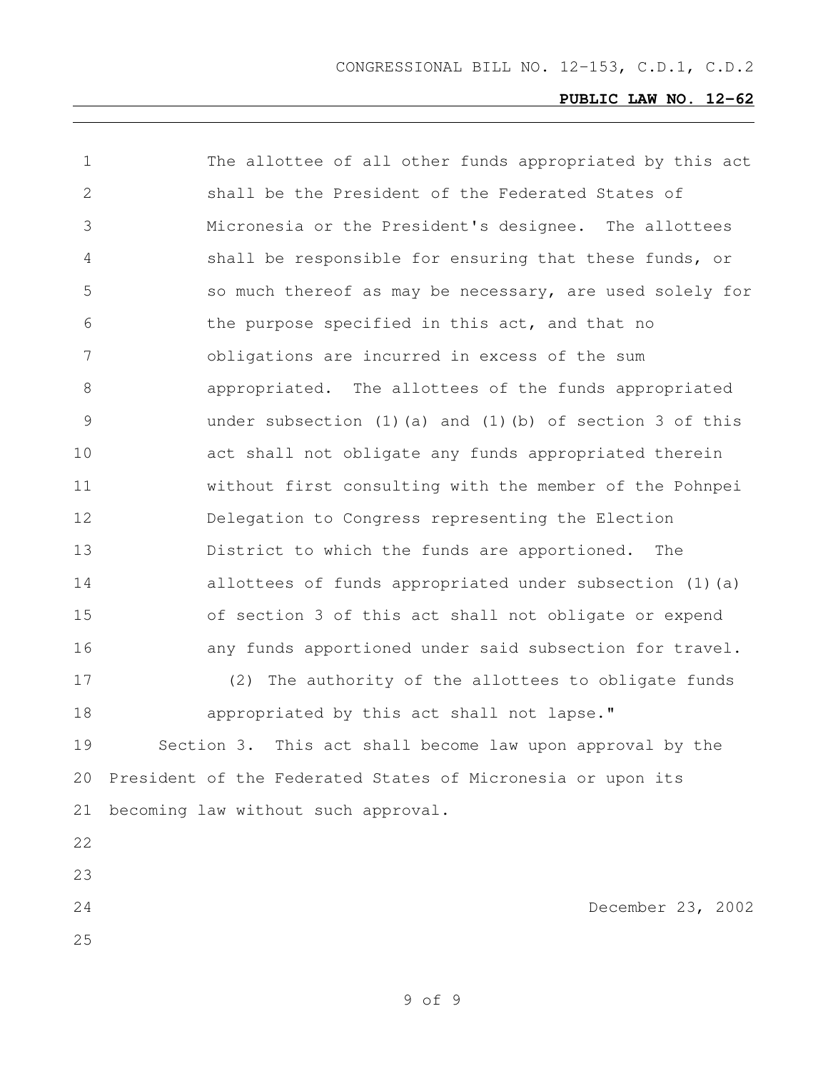The allottee of all other funds appropriated by this act shall be the President of the Federated States of Micronesia or the President's designee. The allottees shall be responsible for ensuring that these funds, or so much thereof as may be necessary, are used solely for the purpose specified in this act, and that no obligations are incurred in excess of the sum appropriated. The allottees of the funds appropriated under subsection (1)(a) and (1)(b) of section 3 of this act shall not obligate any funds appropriated therein without first consulting with the member of the Pohnpei Delegation to Congress representing the Election District to which the funds are apportioned. The allottees of funds appropriated under subsection (1)(a) of section 3 of this act shall not obligate or expend any funds apportioned under said subsection for travel.

(2) The authority of the allottees to obligate funds appropriated by this act shall not lapse."

Section 3. This act shall become law upon approval by the President of the Federated States of Micronesia or upon its becoming law without such approval.

December 23, 2002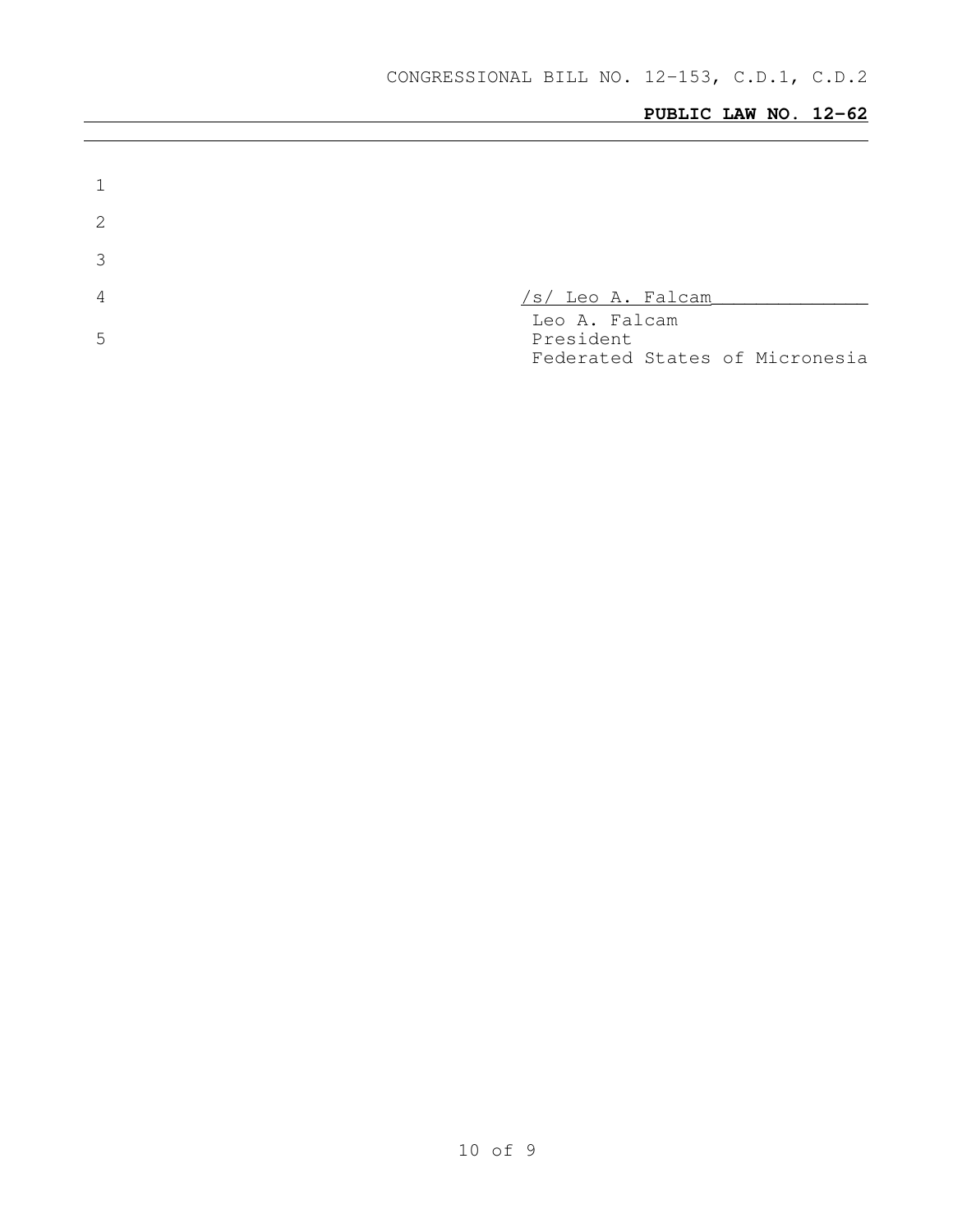/s/ Leo A. Falcam

Leo A. Falcam
President
Federated States of Micronesia